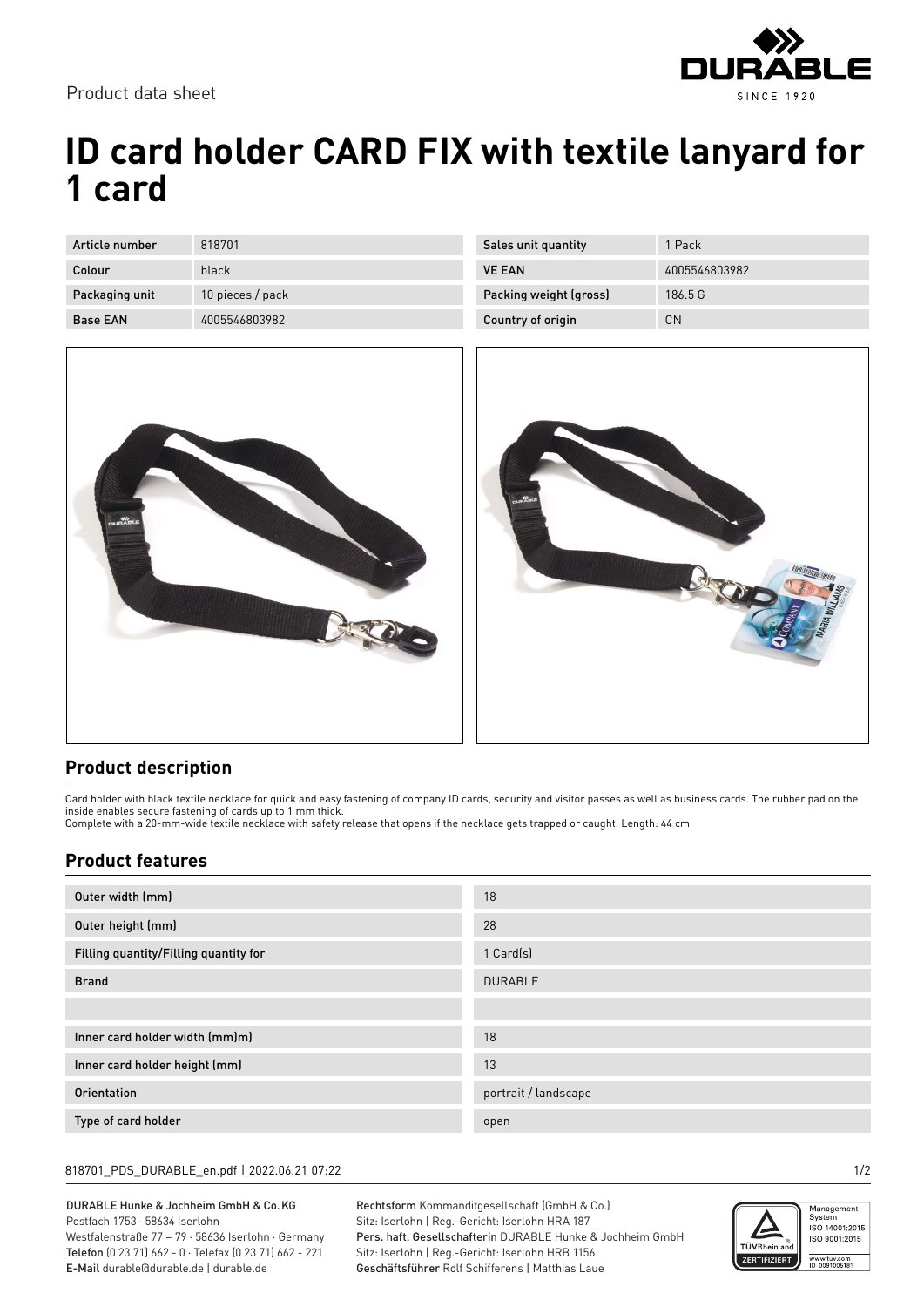Product data sheet

# ID card holder CARD FIX with textile lanyard for 1 card

| Article number | 818701 | Sales unit quantity | 1 Pack |
|---|---|---|---|
| Colour | black | VE EAN | 4005546803982 |
| Packaging unit | 10 pieces / pack | Packing weight (gross) | 186.5 G |
| Base EAN | 4005546803982 | Country of origin | CN |

## Product description

Card holder with black textile necklace for quick and easy fastening of company ID cards, security and visitor passes as well as business cards. The rubber pad on the inside enables secure fastening of cards up to 1 mm thick.
Complete with a 20-mm-wide textile necklace with safety release that opens if the necklace gets trapped or caught. Length: 44 cm

## Product features

| | |
|---|---|
| Outer width (mm) | 18 |
| Outer height (mm) | 28 |
| Filling quantity/Filling quantity for | 1 Card(s) |
| Brand | DURABLE |
| | |
| Inner card holder width (mm)m) | 18 |
| Inner card holder height (mm) | 13 |
| Orientation | portrait / landscape |
| Type of card holder | open |

DURABLE Hunke & Jochheim GmbH & Co.KG
Postfach 1753 · 58634 Iserlohn
Westfalenstraße 77 – 79 · 58636 Iserlohn · Germany
Telefon (0 23 71) 662 - 0 · Telefax (0 23 71) 662 - 221
E-Mail durable@durable.de | durable.de

Rechtsform Kommanditgesellschaft (GmbH & Co.)
Sitz: Iserlohn | Reg.-Gericht: Iserlohn HRA 187
Pers. haft. Gesellschafterin DURABLE Hunke & Jochheim GmbH
Sitz: Iserlohn | Reg.-Gericht: Iserlohn HRB 1156
Geschäftsführer Rolf Schifferens | Matthias Laue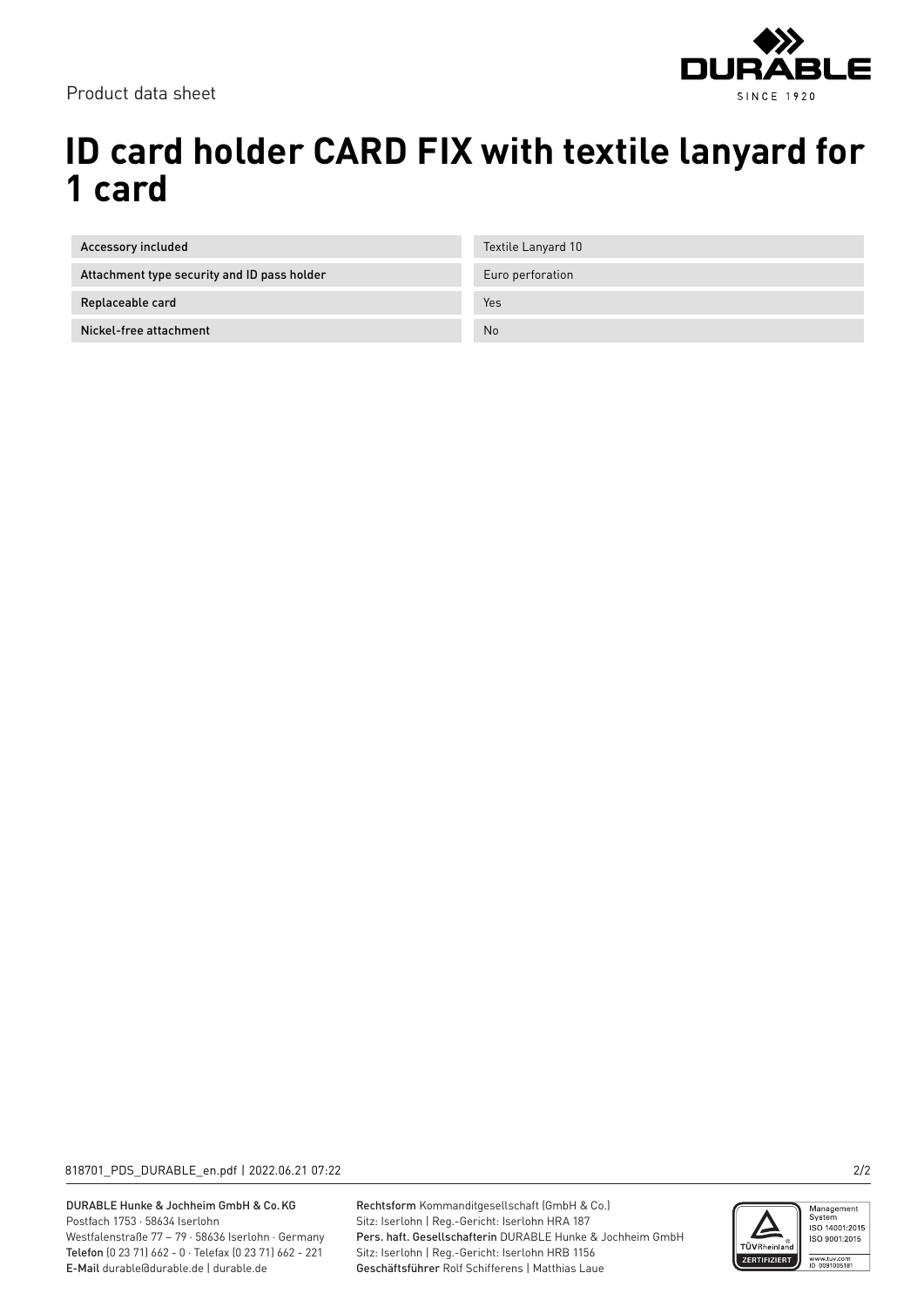# ID card holder CARD FIX with textile lanyard for 1 card

| | |
|---|---|
| Accessory included | Textile Lanyard 10 |
| Attachment type security and ID pass holder | Euro perforation |
| Replaceable card | Yes |
| Nickel-free attachment | No |